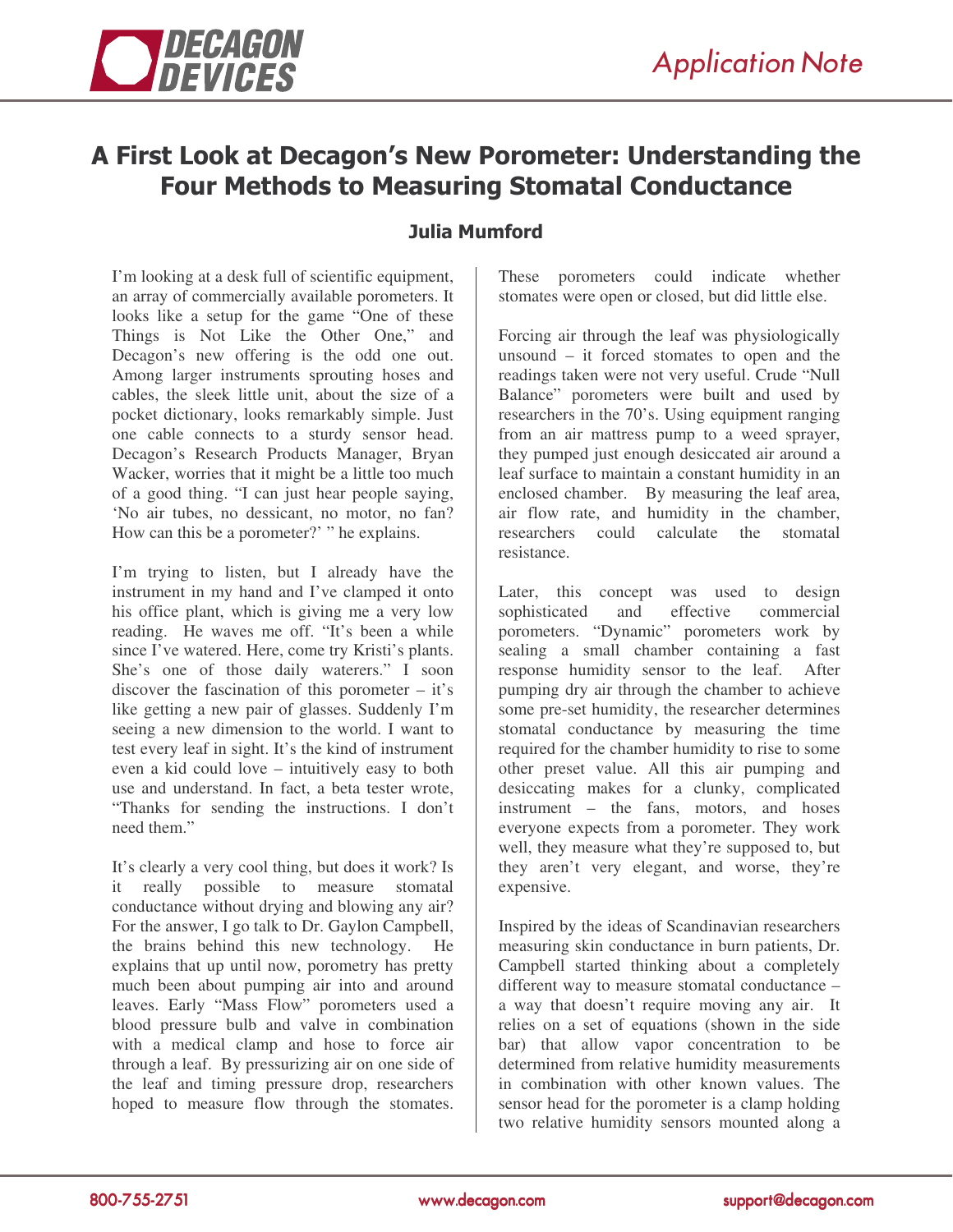# A First Look at Decagon's New Porometer: Understanding the Four Methods to Measuring Stomatal Conductance

### Julia Mumford

I'm looking at a desk full of scientific equipment, an array of commercially available porometers. It looks like a setup for the game "One of these Things is Not Like the Other One," and Decagon's new offering is the odd one out. Among larger instruments sprouting hoses and cables, the sleek little unit, about the size of a pocket dictionary, looks remarkably simple. Just one cable connects to a sturdy sensor head. Decagon's Research Products Manager, Bryan Wacker, worries that it might be a little too much of a good thing. "I can just hear people saying, 'No air tubes, no dessicant, no motor, no fan? How can this be a porometer?' " he explains.

I'm trying to listen, but I already have the instrument in my hand and I've clamped it onto his office plant, which is giving me a very low reading. He waves me off. "It's been a while since I've watered. Here, come try Kristi's plants. She's one of those daily waterers." I soon discover the fascination of this porometer – it's like getting a new pair of glasses. Suddenly I'm seeing a new dimension to the world. I want to test every leaf in sight. It's the kind of instrument even a kid could love – intuitively easy to both use and understand. In fact, a beta tester wrote, "Thanks for sending the instructions. I don't need them."

It's clearly a very cool thing, but does it work? Is it really possible to measure stomatal conductance without drying and blowing any air? For the answer, I go talk to Dr. Gaylon Campbell, the brains behind this new technology. He explains that up until now, porometry has pretty much been about pumping air into and around leaves. Early "Mass Flow" porometers used a blood pressure bulb and valve in combination with a medical clamp and hose to force air through a leaf. By pressurizing air on one side of the leaf and timing pressure drop, researchers hoped to measure flow through the stomates. These porometers could indicate whether stomates were open or closed, but did little else.

Forcing air through the leaf was physiologically unsound – it forced stomates to open and the readings taken were not very useful. Crude "Null Balance" porometers were built and used by researchers in the 70's. Using equipment ranging from an air mattress pump to a weed sprayer, they pumped just enough desiccated air around a leaf surface to maintain a constant humidity in an enclosed chamber. By measuring the leaf area, air flow rate, and humidity in the chamber, researchers could calculate the stomatal resistance.

Later, this concept was used to design sophisticated and effective commercial porometers. "Dynamic" porometers work by sealing a small chamber containing a fast response humidity sensor to the leaf. After pumping dry air through the chamber to achieve some pre-set humidity, the researcher determines stomatal conductance by measuring the time required for the chamber humidity to rise to some other preset value. All this air pumping and desiccating makes for a clunky, complicated instrument – the fans, motors, and hoses everyone expects from a porometer. They work well, they measure what they're supposed to, but they aren't very elegant, and worse, they're expensive.

Inspired by the ideas of Scandinavian researchers measuring skin conductance in burn patients, Dr. Campbell started thinking about a completely different way to measure stomatal conductance – a way that doesn't require moving any air. It relies on a set of equations (shown in the side bar) that allow vapor concentration to be determined from relative humidity measurements in combination with other known values. The sensor head for the porometer is a clamp holding two relative humidity sensors mounted along a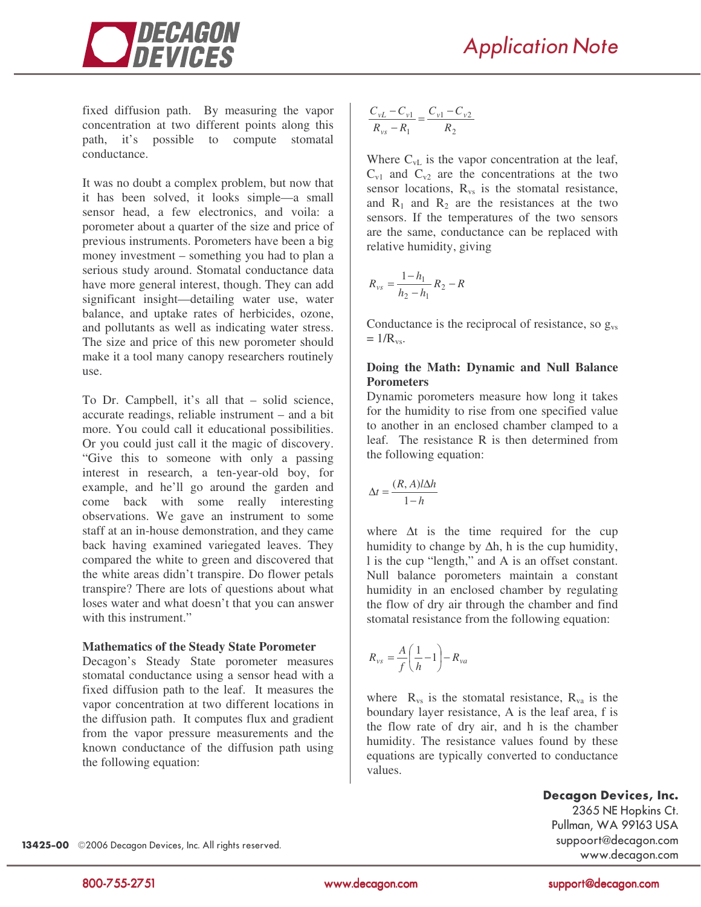fixed diffusion path. By measuring the vapor concentration at two different points along this path, it's possible to compute stomatal conductance.

It was no doubt a complex problem, but now that it has been solved, it looks simple—a small sensor head, a few electronics, and voila: a porometer about a quarter of the size and price of previous instruments. Porometers have been a big money investment – something you had to plan a serious study around. Stomatal conductance data have more general interest, though. They can add significant insight—detailing water use, water balance, and uptake rates of herbicides, ozone, and pollutants as well as indicating water stress. The size and price of this new porometer should make it a tool many canopy researchers routinely use.

To Dr. Campbell, it's all that – solid science, accurate readings, reliable instrument – and a bit more. You could call it educational possibilities. Or you could just call it the magic of discovery. "Give this to someone with only a passing interest in research, a ten-year-old boy, for example, and he'll go around the garden and come back with some really interesting observations. We gave an instrument to some staff at an in-house demonstration, and they came back having examined variegated leaves. They compared the white to green and discovered that the white areas didn't transpire. Do flower petals transpire? There are lots of questions about what loses water and what doesn't that you can answer with this instrument."

**Mathematics of the Steady State Porometer**

Decagon's Steady State porometer measures stomatal conductance using a sensor head with a fixed diffusion path to the leaf. It measures the vapor concentration at two different locations in the diffusion path. It computes flux and gradient from the vapor pressure measurements and the known conductance of the diffusion path using the following equation:

$$\frac{C_{vL} - C_{v1}}{R_{vs} - R_1} = \frac{C_{v1} - C_{v2}}{R_2}$$

Where $C_{vL}$ is the vapor concentration at the leaf, $C_{v1}$ and $C_{v2}$ are the concentrations at the two sensor locations, $R_{vs}$ is the stomatal resistance, and $R_1$ and $R_2$ are the resistances at the two sensors. If the temperatures of the two sensors are the same, conductance can be replaced with relative humidity, giving

$$R_{vs} = \frac{1 - h_1}{h_2 - h_1} R_2 - R$$

Conductance is the reciprocal of resistance, so $g_{vs} = 1/R_{vs}$.

**Doing the Math: Dynamic and Null Balance Porometers**

Dynamic porometers measure how long it takes for the humidity to rise from one specified value to another in an enclosed chamber clamped to a leaf. The resistance R is then determined from the following equation:

$$\Delta t = \frac{(R, A) l \Delta h}{1 - h}$$

where $\Delta t$ is the time required for the cup humidity to change by $\Delta h$, h is the cup humidity, l is the cup "length," and A is an offset constant. Null balance porometers maintain a constant humidity in an enclosed chamber by regulating the flow of dry air through the chamber and find stomatal resistance from the following equation:

$$R_{vs} = \frac{A}{f}\left(\frac{1}{h} - 1\right) - R_{va}$$

where $R_{vs}$ is the stomatal resistance, $R_{va}$ is the boundary layer resistance, A is the leaf area, f is the flow rate of dry air, and h is the chamber humidity. The resistance values found by these equations are typically converted to conductance values.

**Decagon Devices, Inc.**
2365 NE Hopkins Ct.
Pullman, WA 99163 USA
suppoort@decagon.com
www.decagon.com

**13425-00** ©2006 Decagon Devices, Inc. All rights reserved.